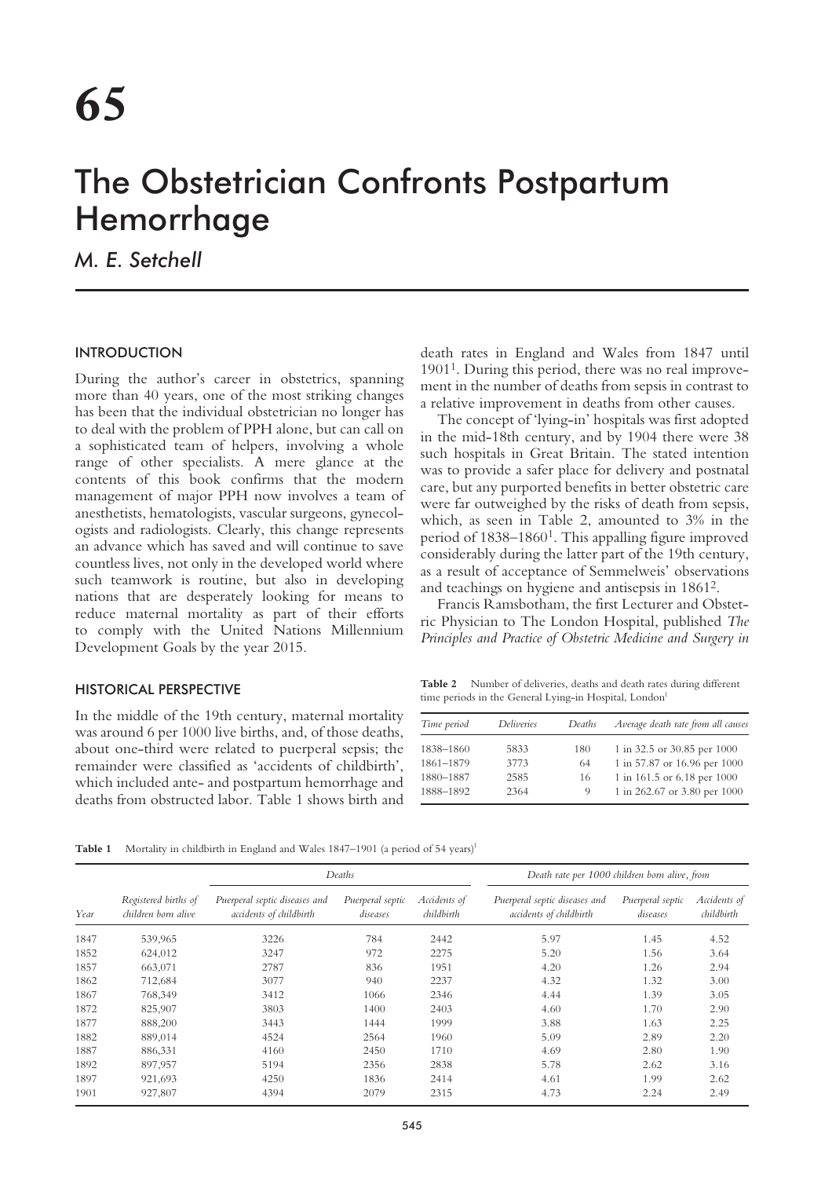# 65

# The Obstetrician Confronts Postpartum Hemorrhage

*M. E. Setchell*

## INTRODUCTION

During the author's career in obstetrics, spanning more than 40 years, one of the most striking changes has been that the individual obstetrician no longer has to deal with the problem of PPH alone, but can call on a sophisticated team of helpers, involving a whole range of other specialists. A mere glance at the contents of this book confirms that the modern management of major PPH now involves a team of anesthetists, hematologists, vascular surgeons, gynecologists and radiologists. Clearly, this change represents an advance which has saved and will continue to save countless lives, not only in the developed world where such teamwork is routine, but also in developing nations that are desperately looking for means to reduce maternal mortality as part of their efforts to comply with the United Nations Millennium Development Goals by the year 2015.

## HISTORICAL PERSPECTIVE

In the middle of the 19th century, maternal mortality was around 6 per 1000 live births, and, of those deaths, about one-third were related to puerperal sepsis; the remainder were classified as 'accidents of childbirth', which included ante- and postpartum hemorrhage and deaths from obstructed labor. Table 1 shows birth and death rates in England and Wales from 1847 until 1901[1]. During this period, there was no real improvement in the number of deaths from sepsis in contrast to a relative improvement in deaths from other causes.

The concept of 'lying-in' hospitals was first adopted in the mid-18th century, and by 1904 there were 38 such hospitals in Great Britain. The stated intention was to provide a safer place for delivery and postnatal care, but any purported benefits in better obstetric care were far outweighed by the risks of death from sepsis, which, as seen in Table 2, amounted to 3% in the period of 1838–1860[1]. This appalling figure improved considerably during the latter part of the 19th century, as a result of acceptance of Semmelweis' observations and teachings on hygiene and antisepsis in 1861[2].

Francis Ramsbotham, the first Lecturer and Obstetric Physician to The London Hospital, published *The Principles and Practice of Obstetric Medicine and Surgery in*

**Table 2** Number of deliveries, deaths and death rates during different time periods in the General Lying-in Hospital, London[1]

| *Time period* | *Deliveries* | *Deaths* | *Average death rate from all causes* |
|---|---|---|---|
| 1838–1860 | 5833 | 180 | 1 in 32.5 or 30.85 per 1000 |
| 1861–1879 | 3773 | 64 | 1 in 57.87 or 16.96 per 1000 |
| 1880–1887 | 2585 | 16 | 1 in 161.5 or 6.18 per 1000 |
| 1888–1892 | 2364 | 9 | 1 in 262.67 or 3.80 per 1000 |

**Table 1** Mortality in childbirth in England and Wales 1847–1901 (a period of 54 years)[1]

| | | *Deaths* | | | *Death rate per 1000 children born alive, from* | | |
|---|---|---|---|---|---|---|---|
| *Year* | *Registered births of children born alive* | *Puerperal septic diseases and accidents of childbirth* | *Puerperal septic diseases* | *Accidents of childbirth* | *Puerperal septic diseases and accidents of childbirth* | *Puerperal septic diseases* | *Accidents of childbirth* |
| 1847 | 539,965 | 3226 | 784 | 2442 | 5.97 | 1.45 | 4.52 |
| 1852 | 624,012 | 3247 | 972 | 2275 | 5.20 | 1.56 | 3.64 |
| 1857 | 663,071 | 2787 | 836 | 1951 | 4.20 | 1.26 | 2.94 |
| 1862 | 712,684 | 3077 | 940 | 2237 | 4.32 | 1.32 | 3.00 |
| 1867 | 768,349 | 3412 | 1066 | 2346 | 4.44 | 1.39 | 3.05 |
| 1872 | 825,907 | 3803 | 1400 | 2403 | 4.60 | 1.70 | 2.90 |
| 1877 | 888,200 | 3443 | 1444 | 1999 | 3.88 | 1.63 | 2.25 |
| 1882 | 889,014 | 4524 | 2564 | 1960 | 5.09 | 2.89 | 2.20 |
| 1887 | 886,331 | 4160 | 2450 | 1710 | 4.69 | 2.80 | 1.90 |
| 1892 | 897,957 | 5194 | 2356 | 2838 | 5.78 | 2.62 | 3.16 |
| 1897 | 921,693 | 4250 | 1836 | 2414 | 4.61 | 1.99 | 2.62 |
| 1901 | 927,807 | 4394 | 2079 | 2315 | 4.73 | 2.24 | 2.49 |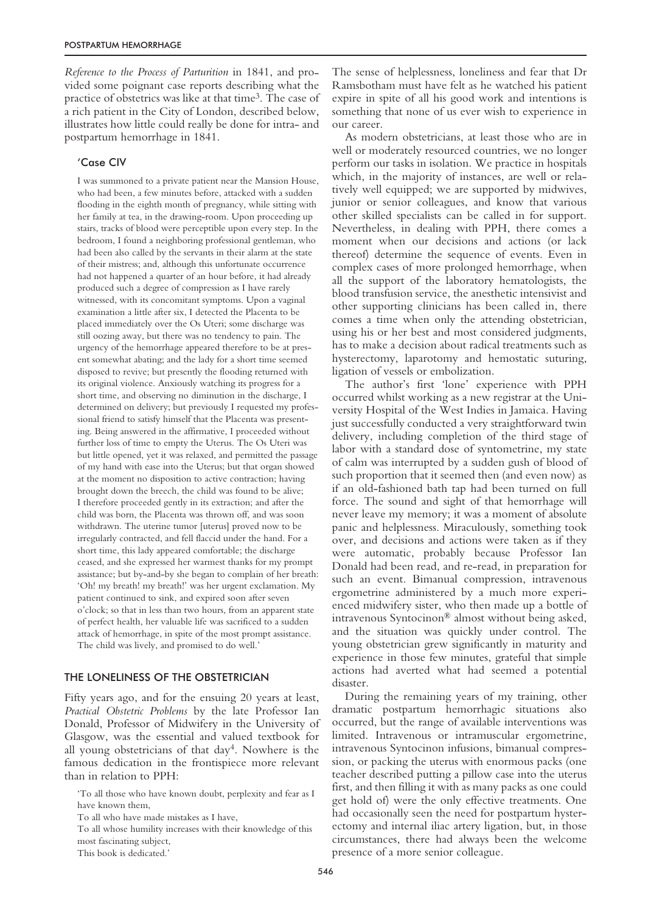*Reference to the Process of Parturition* in 1841, and provided some poignant case reports describing what the practice of obstetrics was like at that time[3]. The case of a rich patient in the City of London, described below, illustrates how little could really be done for intra- and postpartum hemorrhage in 1841.

### 'Case CIV

I was summoned to a private patient near the Mansion House, who had been, a few minutes before, attacked with a sudden flooding in the eighth month of pregnancy, while sitting with her family at tea, in the drawing-room. Upon proceeding up stairs, tracks of blood were perceptible upon every step. In the bedroom, I found a neighboring professional gentleman, who had been also called by the servants in their alarm at the state of their mistress; and, although this unfortunate occurrence had not happened a quarter of an hour before, it had already produced such a degree of compression as I have rarely witnessed, with its concomitant symptoms. Upon a vaginal examination a little after six, I detected the Placenta to be placed immediately over the Os Uteri; some discharge was still oozing away, but there was no tendency to pain. The urgency of the hemorrhage appeared therefore to be at present somewhat abating; and the lady for a short time seemed disposed to revive; but presently the flooding returned with its original violence. Anxiously watching its progress for a short time, and observing no diminution in the discharge, I determined on delivery; but previously I requested my professional friend to satisfy himself that the Placenta was presenting. Being answered in the affirmative, I proceeded without further loss of time to empty the Uterus. The Os Uteri was but little opened, yet it was relaxed, and permitted the passage of my hand with ease into the Uterus; but that organ showed at the moment no disposition to active contraction; having brought down the breech, the child was found to be alive; I therefore proceeded gently in its extraction; and after the child was born, the Placenta was thrown off, and was soon withdrawn. The uterine tumor [uterus] proved now to be irregularly contracted, and fell flaccid under the hand. For a short time, this lady appeared comfortable; the discharge ceased, and she expressed her warmest thanks for my prompt assistance; but by-and-by she began to complain of her breath: 'Oh! my breath! my breath!' was her urgent exclamation. My patient continued to sink, and expired soon after seven o'clock; so that in less than two hours, from an apparent state of perfect health, her valuable life was sacrificed to a sudden attack of hemorrhage, in spite of the most prompt assistance. The child was lively, and promised to do well.'

## THE LONELINESS OF THE OBSTETRICIAN

Fifty years ago, and for the ensuing 20 years at least, *Practical Obstetric Problems* by the late Professor Ian Donald, Professor of Midwifery in the University of Glasgow, was the essential and valued textbook for all young obstetricians of that day[4]. Nowhere is the famous dedication in the frontispiece more relevant than in relation to PPH:

'To all those who have known doubt, perplexity and fear as I have known them,
To all who have made mistakes as I have,
To all whose humility increases with their knowledge of this most fascinating subject,
This book is dedicated.'

The sense of helplessness, loneliness and fear that Dr Ramsbotham must have felt as he watched his patient expire in spite of all his good work and intentions is something that none of us ever wish to experience in our career.

As modern obstetricians, at least those who are in well or moderately resourced countries, we no longer perform our tasks in isolation. We practice in hospitals which, in the majority of instances, are well or relatively well equipped; we are supported by midwives, junior or senior colleagues, and know that various other skilled specialists can be called in for support. Nevertheless, in dealing with PPH, there comes a moment when our decisions and actions (or lack thereof) determine the sequence of events. Even in complex cases of more prolonged hemorrhage, when all the support of the laboratory hematologists, the blood transfusion service, the anesthetic intensivist and other supporting clinicians has been called in, there comes a time when only the attending obstetrician, using his or her best and most considered judgments, has to make a decision about radical treatments such as hysterectomy, laparotomy and hemostatic suturing, ligation of vessels or embolization.

The author's first 'lone' experience with PPH occurred whilst working as a new registrar at the University Hospital of the West Indies in Jamaica. Having just successfully conducted a very straightforward twin delivery, including completion of the third stage of labor with a standard dose of syntometrine, my state of calm was interrupted by a sudden gush of blood of such proportion that it seemed then (and even now) as if an old-fashioned bath tap had been turned on full force. The sound and sight of that hemorrhage will never leave my memory; it was a moment of absolute panic and helplessness. Miraculously, something took over, and decisions and actions were taken as if they were automatic, probably because Professor Ian Donald had been read, and re-read, in preparation for such an event. Bimanual compression, intravenous ergometrine administered by a much more experienced midwifery sister, who then made up a bottle of intravenous Syntocinon® almost without being asked, and the situation was quickly under control. The young obstetrician grew significantly in maturity and experience in those few minutes, grateful that simple actions had averted what had seemed a potential disaster.

During the remaining years of my training, other dramatic postpartum hemorrhagic situations also occurred, but the range of available interventions was limited. Intravenous or intramuscular ergometrine, intravenous Syntocinon infusions, bimanual compression, or packing the uterus with enormous packs (one teacher described putting a pillow case into the uterus first, and then filling it with as many packs as one could get hold of) were the only effective treatments. One had occasionally seen the need for postpartum hysterectomy and internal iliac artery ligation, but, in those circumstances, there had always been the welcome presence of a more senior colleague.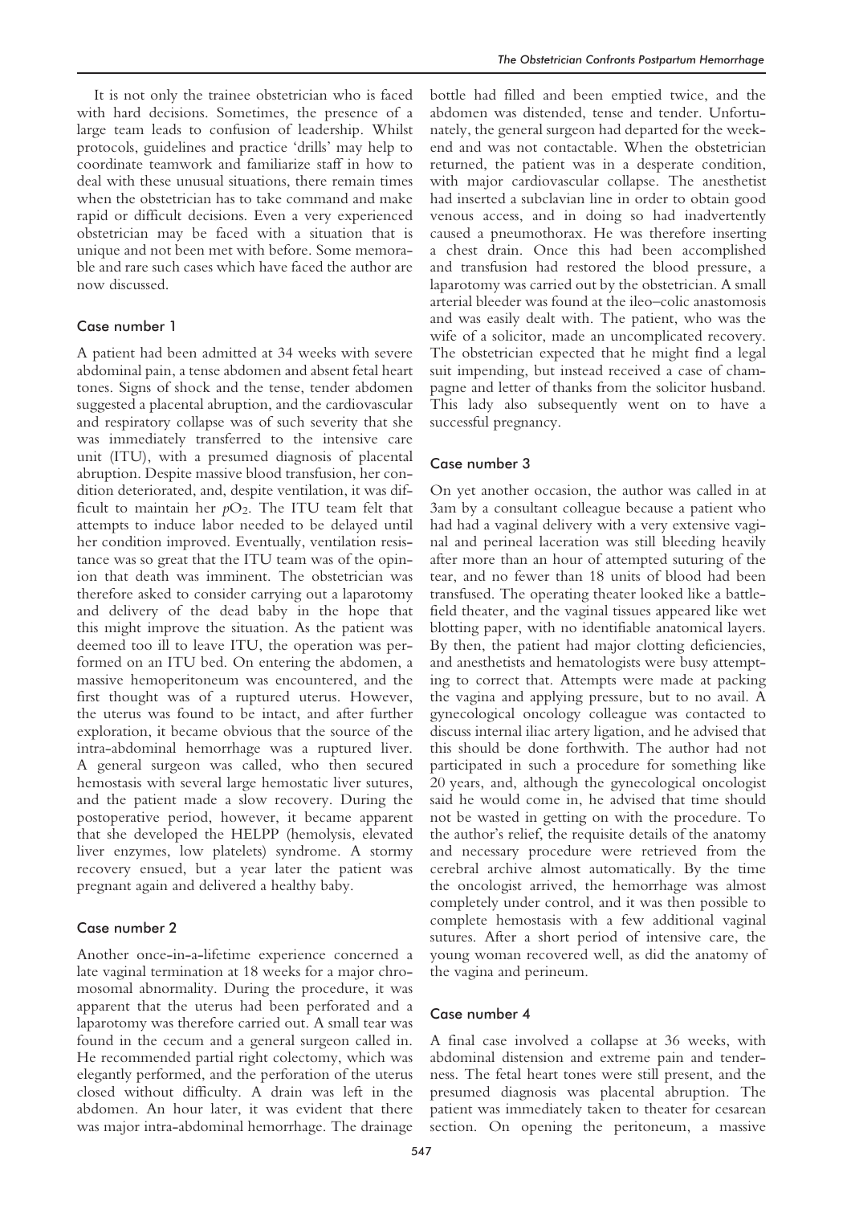It is not only the trainee obstetrician who is faced with hard decisions. Sometimes, the presence of a large team leads to confusion of leadership. Whilst protocols, guidelines and practice 'drills' may help to coordinate teamwork and familiarize staff in how to deal with these unusual situations, there remain times when the obstetrician has to take command and make rapid or difficult decisions. Even a very experienced obstetrician may be faced with a situation that is unique and not been met with before. Some memorable and rare such cases which have faced the author are now discussed.

### Case number 1

A patient had been admitted at 34 weeks with severe abdominal pain, a tense abdomen and absent fetal heart tones. Signs of shock and the tense, tender abdomen suggested a placental abruption, and the cardiovascular and respiratory collapse was of such severity that she was immediately transferred to the intensive care unit (ITU), with a presumed diagnosis of placental abruption. Despite massive blood transfusion, her condition deteriorated, and, despite ventilation, it was difficult to maintain her $pO_2$. The ITU team felt that attempts to induce labor needed to be delayed until her condition improved. Eventually, ventilation resistance was so great that the ITU team was of the opinion that death was imminent. The obstetrician was therefore asked to consider carrying out a laparotomy and delivery of the dead baby in the hope that this might improve the situation. As the patient was deemed too ill to leave ITU, the operation was performed on an ITU bed. On entering the abdomen, a massive hemoperitoneum was encountered, and the first thought was of a ruptured uterus. However, the uterus was found to be intact, and after further exploration, it became obvious that the source of the intra-abdominal hemorrhage was a ruptured liver. A general surgeon was called, who then secured hemostasis with several large hemostatic liver sutures, and the patient made a slow recovery. During the postoperative period, however, it became apparent that she developed the HELPP (hemolysis, elevated liver enzymes, low platelets) syndrome. A stormy recovery ensued, but a year later the patient was pregnant again and delivered a healthy baby.

### Case number 2

Another once-in-a-lifetime experience concerned a late vaginal termination at 18 weeks for a major chromosomal abnormality. During the procedure, it was apparent that the uterus had been perforated and a laparotomy was therefore carried out. A small tear was found in the cecum and a general surgeon called in. He recommended partial right colectomy, which was elegantly performed, and the perforation of the uterus closed without difficulty. A drain was left in the abdomen. An hour later, it was evident that there was major intra-abdominal hemorrhage. The drainage bottle had filled and been emptied twice, and the abdomen was distended, tense and tender. Unfortunately, the general surgeon had departed for the weekend and was not contactable. When the obstetrician returned, the patient was in a desperate condition, with major cardiovascular collapse. The anesthetist had inserted a subclavian line in order to obtain good venous access, and in doing so had inadvertently caused a pneumothorax. He was therefore inserting a chest drain. Once this had been accomplished and transfusion had restored the blood pressure, a laparotomy was carried out by the obstetrician. A small arterial bleeder was found at the ileo–colic anastomosis and was easily dealt with. The patient, who was the wife of a solicitor, made an uncomplicated recovery. The obstetrician expected that he might find a legal suit impending, but instead received a case of champagne and letter of thanks from the solicitor husband. This lady also subsequently went on to have a successful pregnancy.

### Case number 3

On yet another occasion, the author was called in at 3am by a consultant colleague because a patient who had had a vaginal delivery with a very extensive vaginal and perineal laceration was still bleeding heavily after more than an hour of attempted suturing of the tear, and no fewer than 18 units of blood had been transfused. The operating theater looked like a battlefield theater, and the vaginal tissues appeared like wet blotting paper, with no identifiable anatomical layers. By then, the patient had major clotting deficiencies, and anesthetists and hematologists were busy attempting to correct that. Attempts were made at packing the vagina and applying pressure, but to no avail. A gynecological oncology colleague was contacted to discuss internal iliac artery ligation, and he advised that this should be done forthwith. The author had not participated in such a procedure for something like 20 years, and, although the gynecological oncologist said he would come in, he advised that time should not be wasted in getting on with the procedure. To the author's relief, the requisite details of the anatomy and necessary procedure were retrieved from the cerebral archive almost automatically. By the time the oncologist arrived, the hemorrhage was almost completely under control, and it was then possible to complete hemostasis with a few additional vaginal sutures. After a short period of intensive care, the young woman recovered well, as did the anatomy of the vagina and perineum.

### Case number 4

A final case involved a collapse at 36 weeks, with abdominal distension and extreme pain and tenderness. The fetal heart tones were still present, and the presumed diagnosis was placental abruption. The patient was immediately taken to theater for cesarean section. On opening the peritoneum, a massive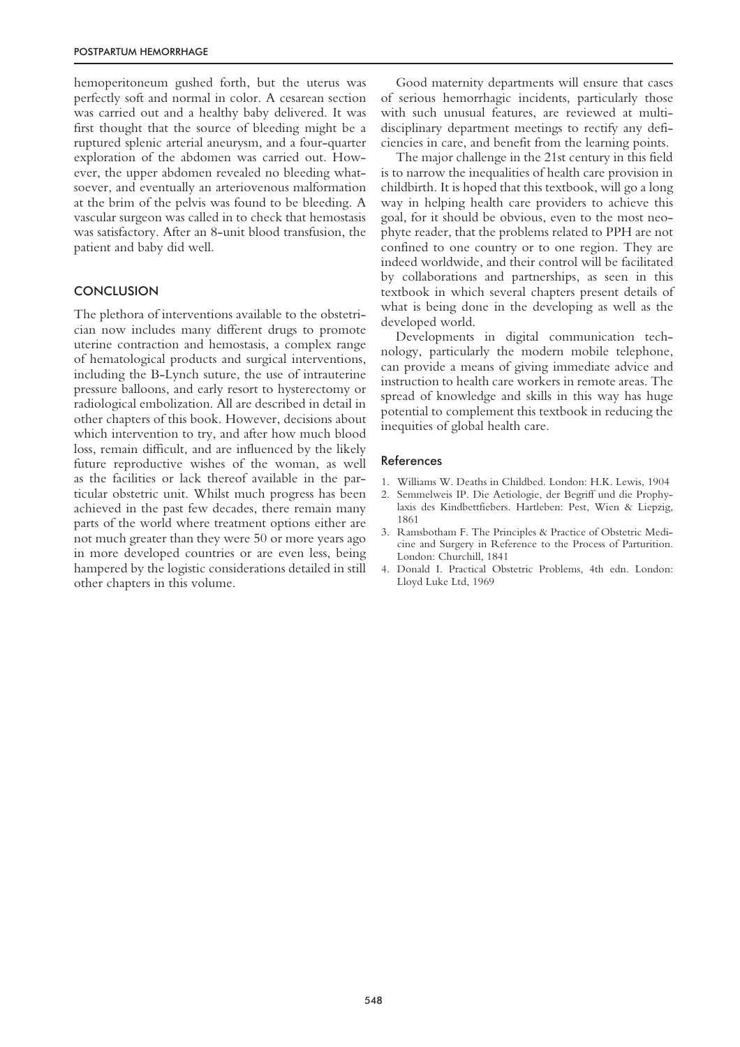hemoperitoneum gushed forth, but the uterus was perfectly soft and normal in color. A cesarean section was carried out and a healthy baby delivered. It was first thought that the source of bleeding might be a ruptured splenic arterial aneurysm, and a four-quarter exploration of the abdomen was carried out. However, the upper abdomen revealed no bleeding whatsoever, and eventually an arteriovenous malformation at the brim of the pelvis was found to be bleeding. A vascular surgeon was called in to check that hemostasis was satisfactory. After an 8-unit blood transfusion, the patient and baby did well.

## CONCLUSION

The plethora of interventions available to the obstetrician now includes many different drugs to promote uterine contraction and hemostasis, a complex range of hematological products and surgical interventions, including the B-Lynch suture, the use of intrauterine pressure balloons, and early resort to hysterectomy or radiological embolization. All are described in detail in other chapters of this book. However, decisions about which intervention to try, and after how much blood loss, remain difficult, and are influenced by the likely future reproductive wishes of the woman, as well as the facilities or lack thereof available in the particular obstetric unit. Whilst much progress has been achieved in the past few decades, there remain many parts of the world where treatment options either are not much greater than they were 50 or more years ago in more developed countries or are even less, being hampered by the logistic considerations detailed in still other chapters in this volume.

Good maternity departments will ensure that cases of serious hemorrhagic incidents, particularly those with such unusual features, are reviewed at multidisciplinary department meetings to rectify any deficiencies in care, and benefit from the learning points.

The major challenge in the 21st century in this field is to narrow the inequalities of health care provision in childbirth. It is hoped that this textbook, will go a long way in helping health care providers to achieve this goal, for it should be obvious, even to the most neophyte reader, that the problems related to PPH are not confined to one country or to one region. They are indeed worldwide, and their control will be facilitated by collaborations and partnerships, as seen in this textbook in which several chapters present details of what is being done in the developing as well as the developed world.

Developments in digital communication technology, particularly the modern mobile telephone, can provide a means of giving immediate advice and instruction to health care workers in remote areas. The spread of knowledge and skills in this way has huge potential to complement this textbook in reducing the inequities of global health care.

### References

1. Williams W. Deaths in Childbed. London: H.K. Lewis, 1904
2. Semmelweis IP. Die Aetiologie, der Begriff und die Prophylaxis des Kindbettfiebers. Hartleben: Pest, Wien & Liepzig, 1861
3. Ramsbotham F. The Principles & Practice of Obstetric Medicine and Surgery in Reference to the Process of Parturition. London: Churchill, 1841
4. Donald I. Practical Obstetric Problems, 4th edn. London: Lloyd Luke Ltd, 1969